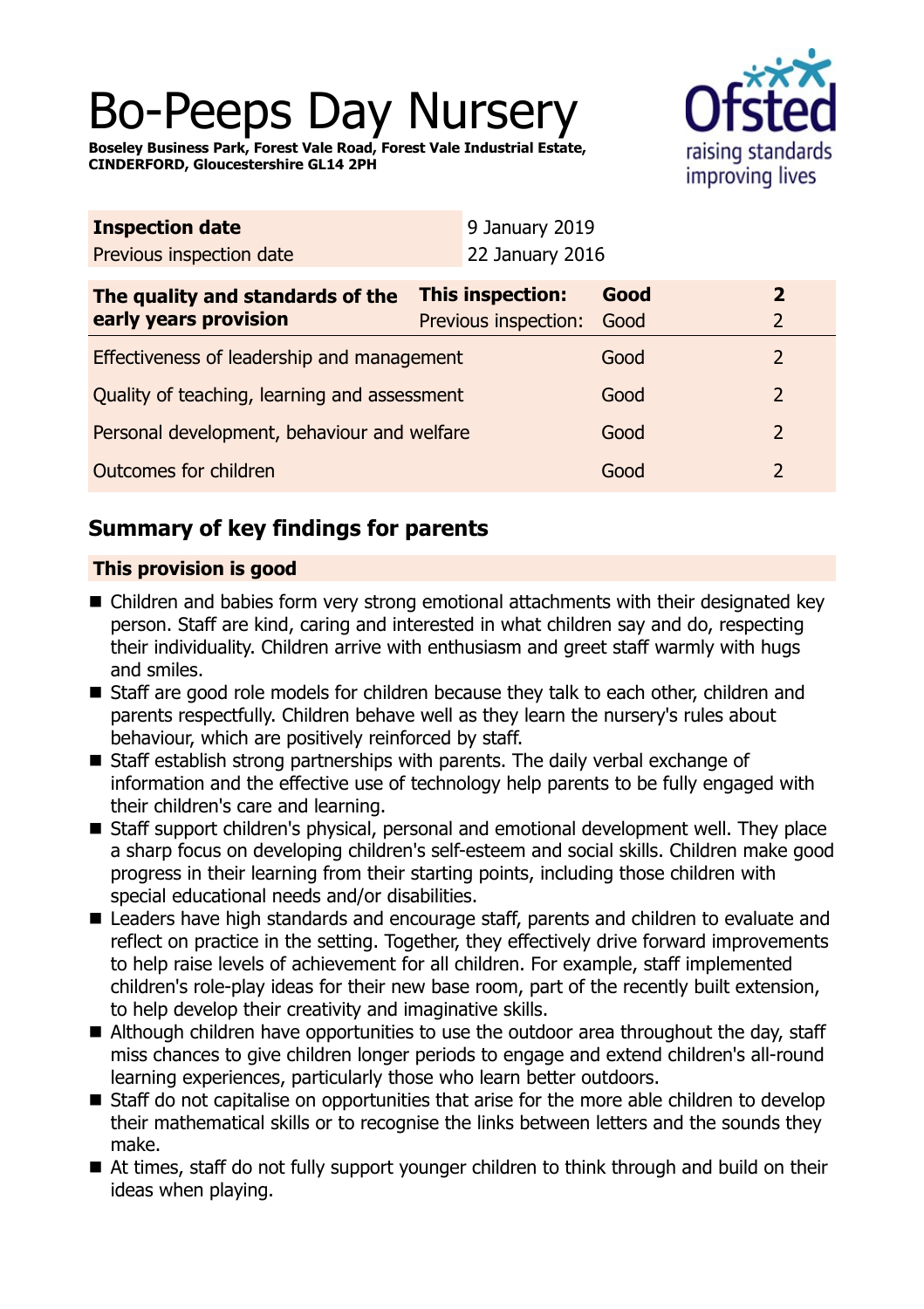# Bo-Peeps Day Nursery

**Boseley Business Park, Forest Vale Road, Forest Vale Industrial Estate, CINDERFORD, Gloucestershire GL14 2PH**

| **Inspection date** | 9 January 2019 |
|---|---|
| Previous inspection date | 22 January 2016 |

| **The quality and standards of the early years provision** | **This inspection:** | **Good** | **2** |
|---|---|---|---|
| | Previous inspection: | Good | 2 |
| Effectiveness of leadership and management | | Good | 2 |
| Quality of teaching, learning and assessment | | Good | 2 |
| Personal development, behaviour and welfare | | Good | 2 |
| Outcomes for children | | Good | 2 |

## Summary of key findings for parents

**This provision is good**

- Children and babies form very strong emotional attachments with their designated key person. Staff are kind, caring and interested in what children say and do, respecting their individuality. Children arrive with enthusiasm and greet staff warmly with hugs and smiles.
- Staff are good role models for children because they talk to each other, children and parents respectfully. Children behave well as they learn the nursery's rules about behaviour, which are positively reinforced by staff.
- Staff establish strong partnerships with parents. The daily verbal exchange of information and the effective use of technology help parents to be fully engaged with their children's care and learning.
- Staff support children's physical, personal and emotional development well. They place a sharp focus on developing children's self-esteem and social skills. Children make good progress in their learning from their starting points, including those children with special educational needs and/or disabilities.
- Leaders have high standards and encourage staff, parents and children to evaluate and reflect on practice in the setting. Together, they effectively drive forward improvements to help raise levels of achievement for all children. For example, staff implemented children's role-play ideas for their new base room, part of the recently built extension, to help develop their creativity and imaginative skills.
- Although children have opportunities to use the outdoor area throughout the day, staff miss chances to give children longer periods to engage and extend children's all-round learning experiences, particularly those who learn better outdoors.
- Staff do not capitalise on opportunities that arise for the more able children to develop their mathematical skills or to recognise the links between letters and the sounds they make.
- At times, staff do not fully support younger children to think through and build on their ideas when playing.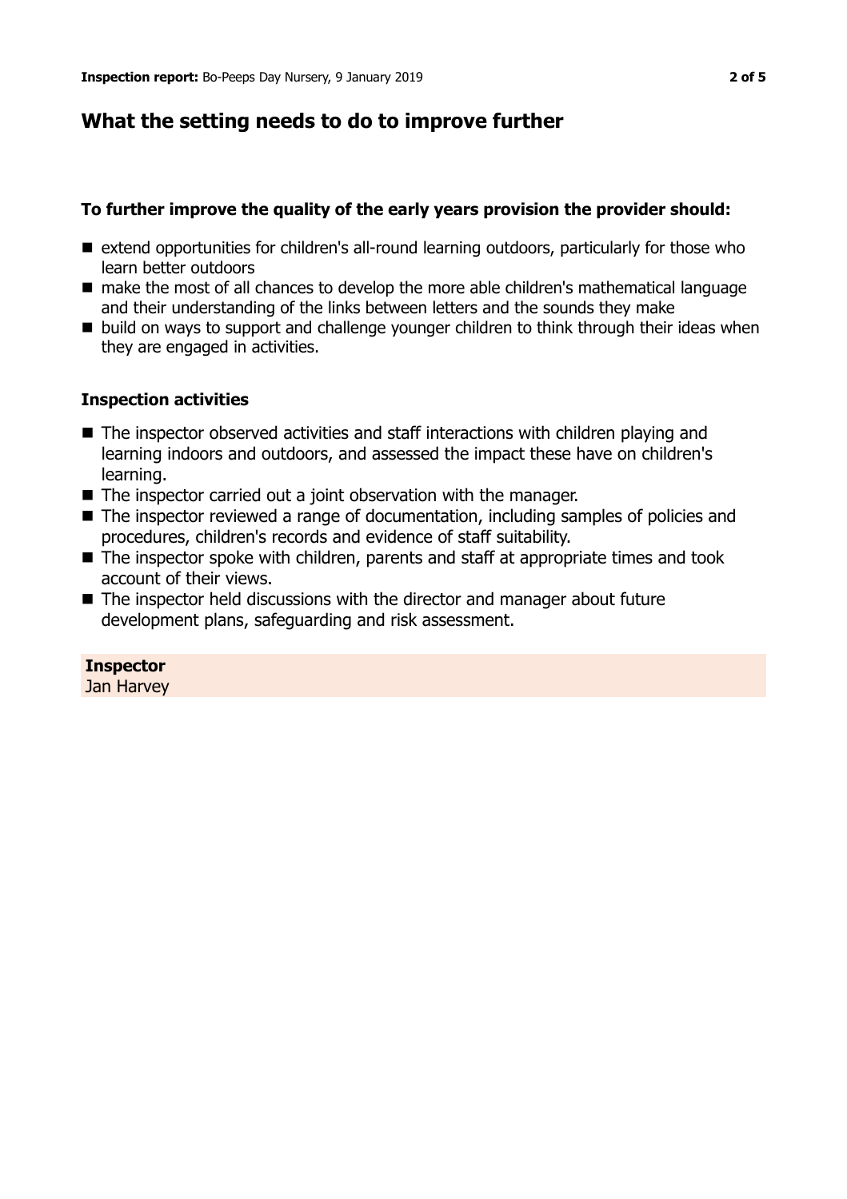## What the setting needs to do to improve further

### To further improve the quality of the early years provision the provider should:

- extend opportunities for children's all-round learning outdoors, particularly for those who learn better outdoors
- make the most of all chances to develop the more able children's mathematical language and their understanding of the links between letters and the sounds they make
- build on ways to support and challenge younger children to think through their ideas when they are engaged in activities.

### Inspection activities

- The inspector observed activities and staff interactions with children playing and learning indoors and outdoors, and assessed the impact these have on children's learning.
- The inspector carried out a joint observation with the manager.
- The inspector reviewed a range of documentation, including samples of policies and procedures, children's records and evidence of staff suitability.
- The inspector spoke with children, parents and staff at appropriate times and took account of their views.
- The inspector held discussions with the director and manager about future development plans, safeguarding and risk assessment.

**Inspector**
Jan Harvey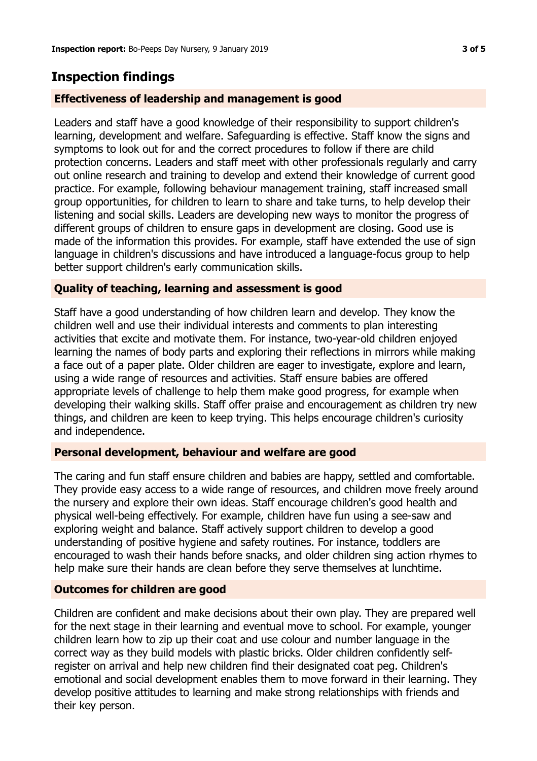## Inspection findings

### Effectiveness of leadership and management is good

Leaders and staff have a good knowledge of their responsibility to support children's learning, development and welfare. Safeguarding is effective. Staff know the signs and symptoms to look out for and the correct procedures to follow if there are child protection concerns. Leaders and staff meet with other professionals regularly and carry out online research and training to develop and extend their knowledge of current good practice. For example, following behaviour management training, staff increased small group opportunities, for children to learn to share and take turns, to help develop their listening and social skills. Leaders are developing new ways to monitor the progress of different groups of children to ensure gaps in development are closing. Good use is made of the information this provides. For example, staff have extended the use of sign language in children's discussions and have introduced a language-focus group to help better support children's early communication skills.

### Quality of teaching, learning and assessment is good

Staff have a good understanding of how children learn and develop. They know the children well and use their individual interests and comments to plan interesting activities that excite and motivate them. For instance, two-year-old children enjoyed learning the names of body parts and exploring their reflections in mirrors while making a face out of a paper plate. Older children are eager to investigate, explore and learn, using a wide range of resources and activities. Staff ensure babies are offered appropriate levels of challenge to help them make good progress, for example when developing their walking skills. Staff offer praise and encouragement as children try new things, and children are keen to keep trying. This helps encourage children's curiosity and independence.

### Personal development, behaviour and welfare are good

The caring and fun staff ensure children and babies are happy, settled and comfortable. They provide easy access to a wide range of resources, and children move freely around the nursery and explore their own ideas. Staff encourage children's good health and physical well-being effectively. For example, children have fun using a see-saw and exploring weight and balance. Staff actively support children to develop a good understanding of positive hygiene and safety routines. For instance, toddlers are encouraged to wash their hands before snacks, and older children sing action rhymes to help make sure their hands are clean before they serve themselves at lunchtime.

### Outcomes for children are good

Children are confident and make decisions about their own play. They are prepared well for the next stage in their learning and eventual move to school. For example, younger children learn how to zip up their coat and use colour and number language in the correct way as they build models with plastic bricks. Older children confidently self-register on arrival and help new children find their designated coat peg. Children's emotional and social development enables them to move forward in their learning. They develop positive attitudes to learning and make strong relationships with friends and their key person.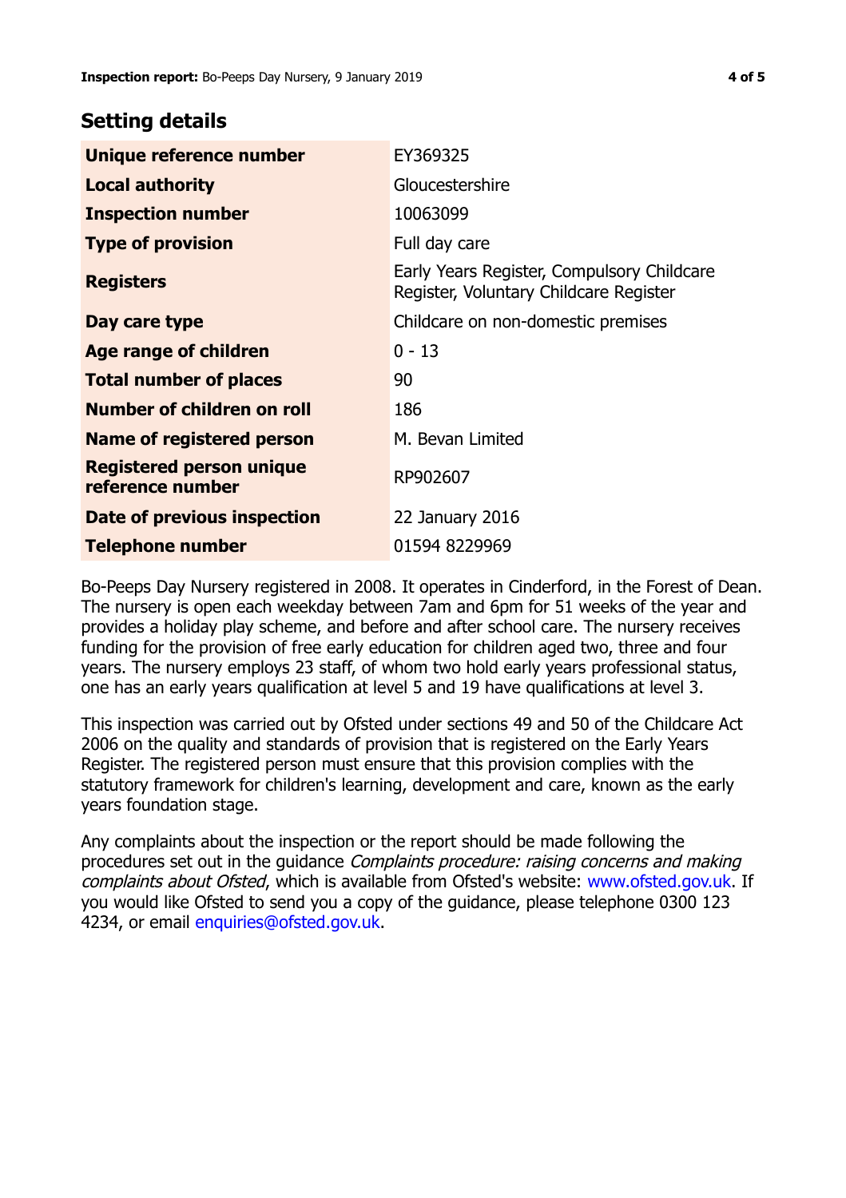## Setting details

| | |
|---|---|
| **Unique reference number** | EY369325 |
| **Local authority** | Gloucestershire |
| **Inspection number** | 10063099 |
| **Type of provision** | Full day care |
| **Registers** | Early Years Register, Compulsory Childcare Register, Voluntary Childcare Register |
| **Day care type** | Childcare on non-domestic premises |
| **Age range of children** | 0 - 13 |
| **Total number of places** | 90 |
| **Number of children on roll** | 186 |
| **Name of registered person** | M. Bevan Limited |
| **Registered person unique reference number** | RP902607 |
| **Date of previous inspection** | 22 January 2016 |
| **Telephone number** | 01594 8229969 |

Bo-Peeps Day Nursery registered in 2008. It operates in Cinderford, in the Forest of Dean. The nursery is open each weekday between 7am and 6pm for 51 weeks of the year and provides a holiday play scheme, and before and after school care. The nursery receives funding for the provision of free early education for children aged two, three and four years. The nursery employs 23 staff, of whom two hold early years professional status, one has an early years qualification at level 5 and 19 have qualifications at level 3.

This inspection was carried out by Ofsted under sections 49 and 50 of the Childcare Act 2006 on the quality and standards of provision that is registered on the Early Years Register. The registered person must ensure that this provision complies with the statutory framework for children's learning, development and care, known as the early years foundation stage.

Any complaints about the inspection or the report should be made following the procedures set out in the guidance *Complaints procedure: raising concerns and making complaints about Ofsted*, which is available from Ofsted's website: www.ofsted.gov.uk. If you would like Ofsted to send you a copy of the guidance, please telephone 0300 123 4234, or email enquiries@ofsted.gov.uk.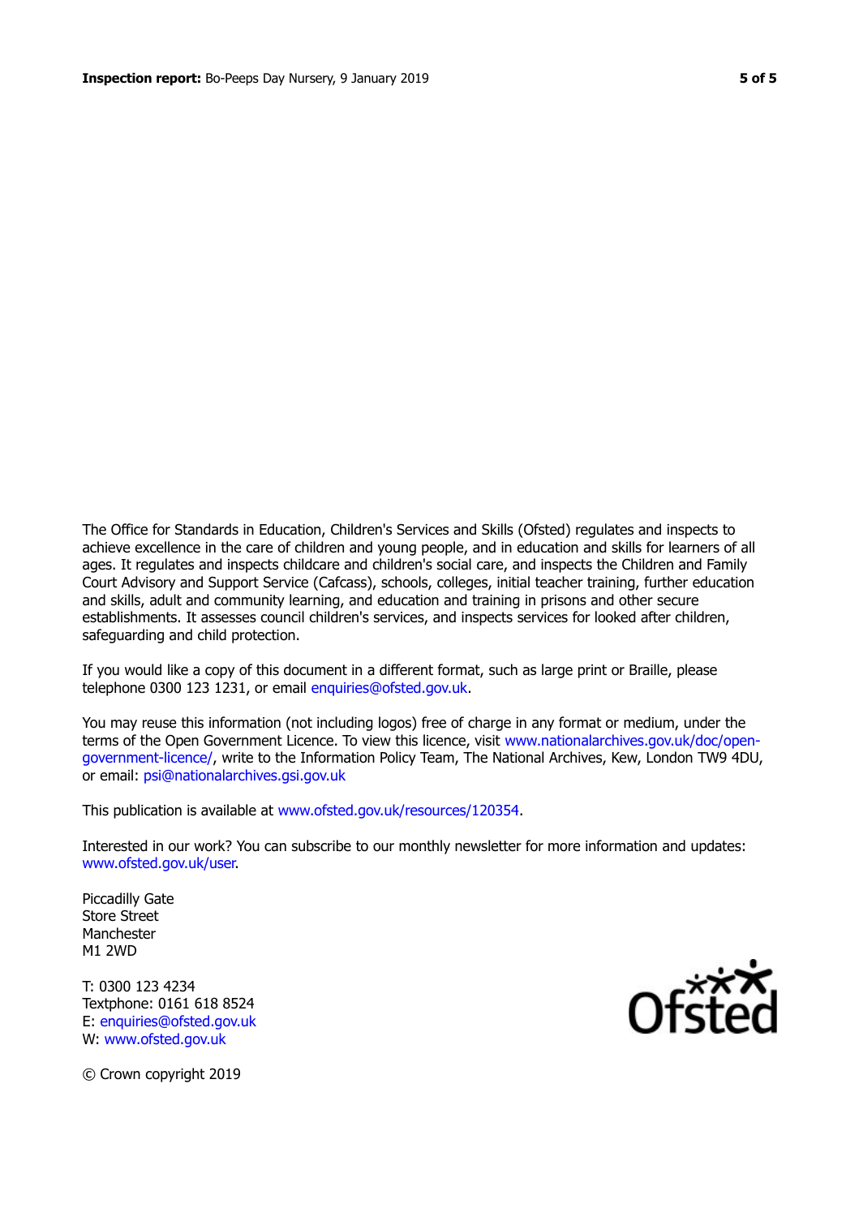The Office for Standards in Education, Children's Services and Skills (Ofsted) regulates and inspects to achieve excellence in the care of children and young people, and in education and skills for learners of all ages. It regulates and inspects childcare and children's social care, and inspects the Children and Family Court Advisory and Support Service (Cafcass), schools, colleges, initial teacher training, further education and skills, adult and community learning, and education and training in prisons and other secure establishments. It assesses council children's services, and inspects services for looked after children, safeguarding and child protection.

If you would like a copy of this document in a different format, such as large print or Braille, please telephone 0300 123 1231, or email enquiries@ofsted.gov.uk.

You may reuse this information (not including logos) free of charge in any format or medium, under the terms of the Open Government Licence. To view this licence, visit www.nationalarchives.gov.uk/doc/open-government-licence/, write to the Information Policy Team, The National Archives, Kew, London TW9 4DU, or email: psi@nationalarchives.gsi.gov.uk

This publication is available at www.ofsted.gov.uk/resources/120354.

Interested in our work? You can subscribe to our monthly newsletter for more information and updates: www.ofsted.gov.uk/user.

Piccadilly Gate
Store Street
Manchester
M1 2WD

T: 0300 123 4234
Textphone: 0161 618 8524
E: enquiries@ofsted.gov.uk
W: www.ofsted.gov.uk

© Crown copyright 2019